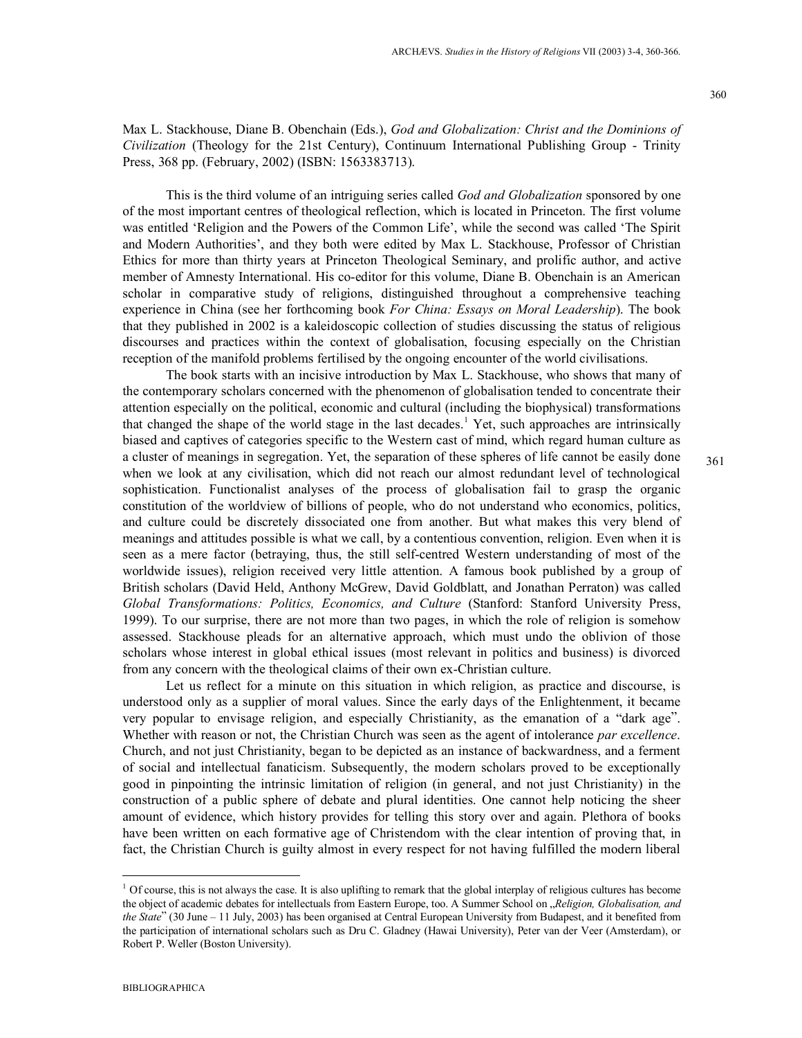Max L. Stackhouse, Diane B. Obenchain (Eds.), *God and Globalization: Christ and the Dominions of Civilization* (Theology for the 21st Century), Continuum International Publishing Group - Trinity Press, 368 pp. (February, 2002) (ISBN: 1563383713).

This is the third volume of an intriguing series called *God and Globalization* sponsored by one of the most important centres of theological reflection, which is located in Princeton. The first volume was entitled 'Religion and the Powers of the Common Life', while the second was called 'The Spirit and Modern Authorities', and they both were edited by Max L. Stackhouse, Professor of Christian Ethics for more than thirty years at Princeton Theological Seminary, and prolific author, and active member of Amnesty International. His co-editor for this volume, Diane B. Obenchain is an American scholar in comparative study of religions, distinguished throughout a comprehensive teaching experience in China (see her forthcoming book *For China: Essays on Moral Leadership*). The book that they published in 2002 is a kaleidoscopic collection of studies discussing the status of religious discourses and practices within the context of globalisation, focusing especially on the Christian reception of the manifold problems fertilised by the ongoing encounter of the world civilisations.

The book starts with an incisive introduction by Max L. Stackhouse, who shows that many of the contemporary scholars concerned with the phenomenon of globalisation tended to concentrate their attention especially on the political, economic and cultural (including the biophysical) transformations that changed the shape of the world stage in the last decades.[1] Yet, such approaches are intrinsically biased and captives of categories specific to the Western cast of mind, which regard human culture as a cluster of meanings in segregation. Yet, the separation of these spheres of life cannot be easily done when we look at any civilisation, which did not reach our almost redundant level of technological sophistication. Functionalist analyses of the process of globalisation fail to grasp the organic constitution of the worldview of billions of people, who do not understand who economics, politics, and culture could be discretely dissociated one from another. But what makes this very blend of meanings and attitudes possible is what we call, by a contentious convention, religion. Even when it is seen as a mere factor (betraying, thus, the still self-centred Western understanding of most of the worldwide issues), religion received very little attention. A famous book published by a group of British scholars (David Held, Anthony McGrew, David Goldblatt, and Jonathan Perraton) was called *Global Transformations: Politics, Economics, and Culture* (Stanford: Stanford University Press, 1999). To our surprise, there are not more than two pages, in which the role of religion is somehow assessed. Stackhouse pleads for an alternative approach, which must undo the oblivion of those scholars whose interest in global ethical issues (most relevant in politics and business) is divorced from any concern with the theological claims of their own ex-Christian culture.

Let us reflect for a minute on this situation in which religion, as practice and discourse, is understood only as a supplier of moral values. Since the early days of the Enlightenment, it became very popular to envisage religion, and especially Christianity, as the emanation of a "dark age". Whether with reason or not, the Christian Church was seen as the agent of intolerance *par excellence*. Church, and not just Christianity, began to be depicted as an instance of backwardness, and a ferment of social and intellectual fanaticism. Subsequently, the modern scholars proved to be exceptionally good in pinpointing the intrinsic limitation of religion (in general, and not just Christianity) in the construction of a public sphere of debate and plural identities. One cannot help noticing the sheer amount of evidence, which history provides for telling this story over and again. Plethora of books have been written on each formative age of Christendom with the clear intention of proving that, in fact, the Christian Church is guilty almost in every respect for not having fulfilled the modern liberal

---

[1] Of course, this is not always the case. It is also uplifting to remark that the global interplay of religious cultures has become the object of academic debates for intellectuals from Eastern Europe, too. A Summer School on „*Religion, Globalisation, and the State*" (30 June – 11 July, 2003) has been organised at Central European University from Budapest, and it benefited from the participation of international scholars such as Dru C. Gladney (Hawai University), Peter van der Veer (Amsterdam), or Robert P. Weller (Boston University).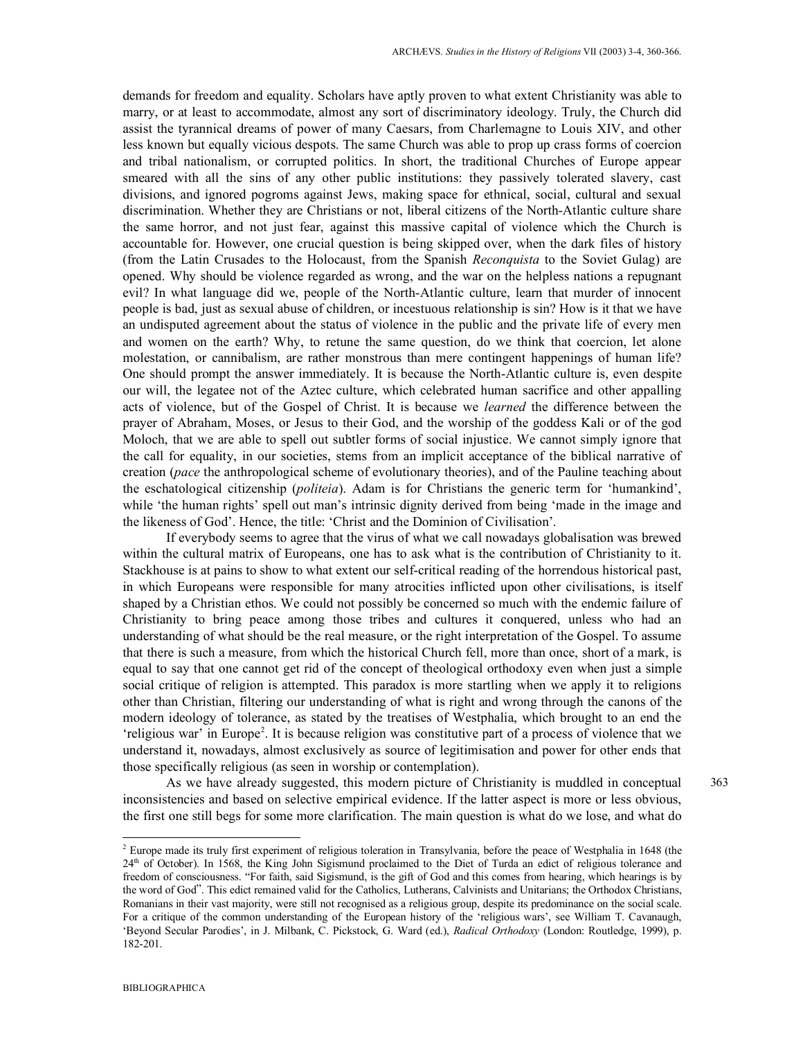demands for freedom and equality. Scholars have aptly proven to what extent Christianity was able to marry, or at least to accommodate, almost any sort of discriminatory ideology. Truly, the Church did assist the tyrannical dreams of power of many Caesars, from Charlemagne to Louis XIV, and other less known but equally vicious despots. The same Church was able to prop up crass forms of coercion and tribal nationalism, or corrupted politics. In short, the traditional Churches of Europe appear smeared with all the sins of any other public institutions: they passively tolerated slavery, cast divisions, and ignored pogroms against Jews, making space for ethnical, social, cultural and sexual discrimination. Whether they are Christians or not, liberal citizens of the North-Atlantic culture share the same horror, and not just fear, against this massive capital of violence which the Church is accountable for. However, one crucial question is being skipped over, when the dark files of history (from the Latin Crusades to the Holocaust, from the Spanish *Reconquista* to the Soviet Gulag) are opened. Why should be violence regarded as wrong, and the war on the helpless nations a repugnant evil? In what language did we, people of the North-Atlantic culture, learn that murder of innocent people is bad, just as sexual abuse of children, or incestuous relationship is sin? How is it that we have an undisputed agreement about the status of violence in the public and the private life of every men and women on the earth? Why, to retune the same question, do we think that coercion, let alone molestation, or cannibalism, are rather monstrous than mere contingent happenings of human life? One should prompt the answer immediately. It is because the North-Atlantic culture is, even despite our will, the legatee not of the Aztec culture, which celebrated human sacrifice and other appalling acts of violence, but of the Gospel of Christ. It is because we *learned* the difference between the prayer of Abraham, Moses, or Jesus to their God, and the worship of the goddess Kali or of the god Moloch, that we are able to spell out subtler forms of social injustice. We cannot simply ignore that the call for equality, in our societies, stems from an implicit acceptance of the biblical narrative of creation (*pace* the anthropological scheme of evolutionary theories), and of the Pauline teaching about the eschatological citizenship (*politeia*). Adam is for Christians the generic term for 'humankind', while 'the human rights' spell out man's intrinsic dignity derived from being 'made in the image and the likeness of God'. Hence, the title: 'Christ and the Dominion of Civilisation'.

If everybody seems to agree that the virus of what we call nowadays globalisation was brewed within the cultural matrix of Europeans, one has to ask what is the contribution of Christianity to it. Stackhouse is at pains to show to what extent our self-critical reading of the horrendous historical past, in which Europeans were responsible for many atrocities inflicted upon other civilisations, is itself shaped by a Christian ethos. We could not possibly be concerned so much with the endemic failure of Christianity to bring peace among those tribes and cultures it conquered, unless who had an understanding of what should be the real measure, or the right interpretation of the Gospel. To assume that there is such a measure, from which the historical Church fell, more than once, short of a mark, is equal to say that one cannot get rid of the concept of theological orthodoxy even when just a simple social critique of religion is attempted. This paradox is more startling when we apply it to religions other than Christian, filtering our understanding of what is right and wrong through the canons of the modern ideology of tolerance, as stated by the treatises of Westphalia, which brought to an end the 'religious war' in Europe[2]. It is because religion was constitutive part of a process of violence that we understand it, nowadays, almost exclusively as source of legitimisation and power for other ends that those specifically religious (as seen in worship or contemplation).

As we have already suggested, this modern picture of Christianity is muddled in conceptual inconsistencies and based on selective empirical evidence. If the latter aspect is more or less obvious, the first one still begs for some more clarification. The main question is what do we lose, and what do

---

[2] Europe made its truly first experiment of religious toleration in Transylvania, before the peace of Westphalia in 1648 (the 24th of October). In 1568, the King John Sigismund proclaimed to the Diet of Turda an edict of religious tolerance and freedom of consciousness. "For faith, said Sigismund, is the gift of God and this comes from hearing, which hearings is by the word of God". This edict remained valid for the Catholics, Lutherans, Calvinists and Unitarians; the Orthodox Christians, Romanians in their vast majority, were still not recognised as a religious group, despite its predominance on the social scale. For a critique of the common understanding of the European history of the 'religious wars', see William T. Cavanaugh, 'Beyond Secular Parodies', in J. Milbank, C. Pickstock, G. Ward (ed.), *Radical Orthodoxy* (London: Routledge, 1999), p. 182-201.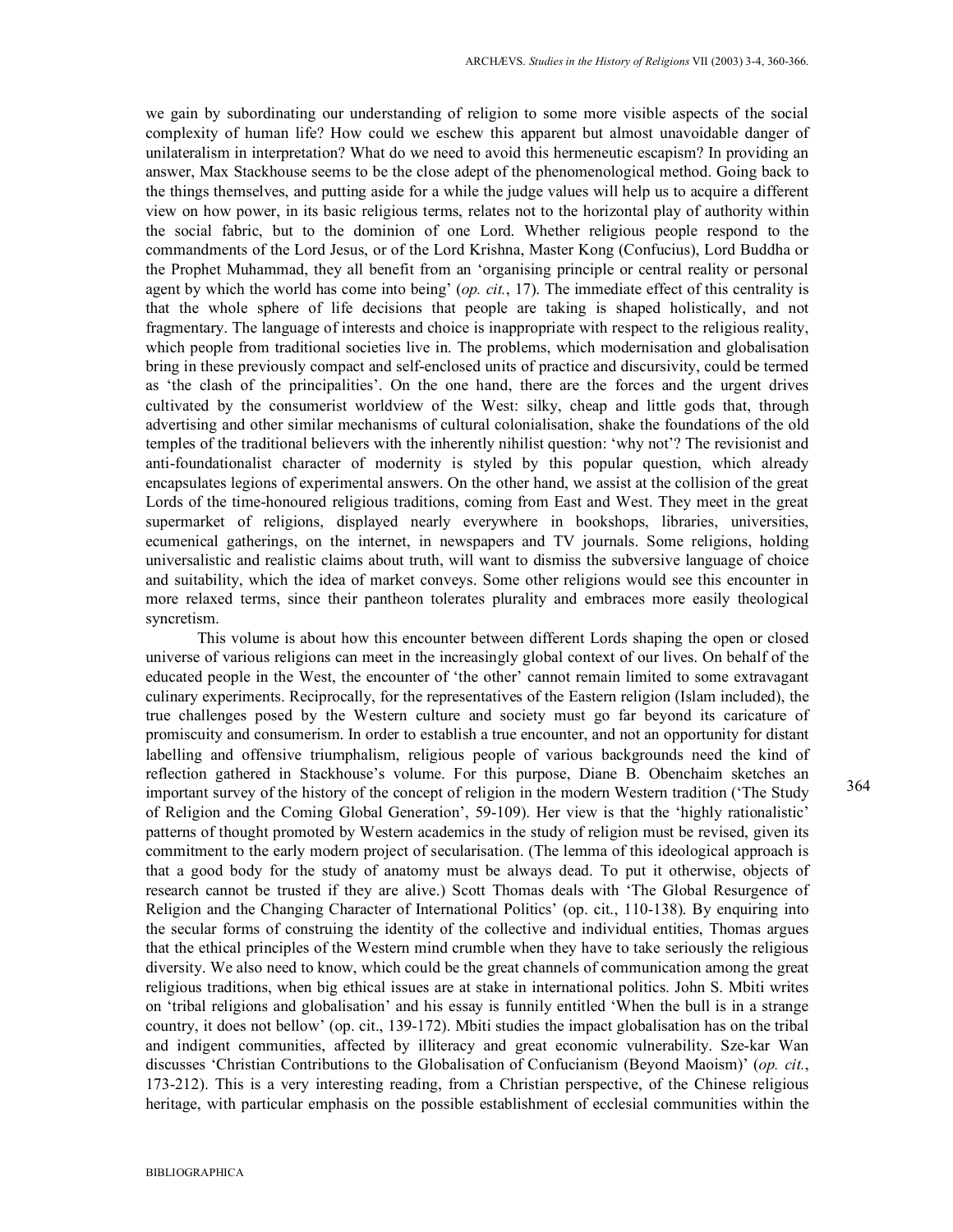we gain by subordinating our understanding of religion to some more visible aspects of the social complexity of human life? How could we eschew this apparent but almost unavoidable danger of unilateralism in interpretation? What do we need to avoid this hermeneutic escapism? In providing an answer, Max Stackhouse seems to be the close adept of the phenomenological method. Going back to the things themselves, and putting aside for a while the judge values will help us to acquire a different view on how power, in its basic religious terms, relates not to the horizontal play of authority within the social fabric, but to the dominion of one Lord. Whether religious people respond to the commandments of the Lord Jesus, or of the Lord Krishna, Master Kong (Confucius), Lord Buddha or the Prophet Muhammad, they all benefit from an 'organising principle or central reality or personal agent by which the world has come into being' (*op. cit.*, 17). The immediate effect of this centrality is that the whole sphere of life decisions that people are taking is shaped holistically, and not fragmentary. The language of interests and choice is inappropriate with respect to the religious reality, which people from traditional societies live in. The problems, which modernisation and globalisation bring in these previously compact and self-enclosed units of practice and discursivity, could be termed as 'the clash of the principalities'. On the one hand, there are the forces and the urgent drives cultivated by the consumerist worldview of the West: silky, cheap and little gods that, through advertising and other similar mechanisms of cultural colonialisation, shake the foundations of the old temples of the traditional believers with the inherently nihilist question: 'why not'? The revisionist and anti-foundationalist character of modernity is styled by this popular question, which already encapsulates legions of experimental answers. On the other hand, we assist at the collision of the great Lords of the time-honoured religious traditions, coming from East and West. They meet in the great supermarket of religions, displayed nearly everywhere in bookshops, libraries, universities, ecumenical gatherings, on the internet, in newspapers and TV journals. Some religions, holding universalistic and realistic claims about truth, will want to dismiss the subversive language of choice and suitability, which the idea of market conveys. Some other religions would see this encounter in more relaxed terms, since their pantheon tolerates plurality and embraces more easily theological syncretism.

This volume is about how this encounter between different Lords shaping the open or closed universe of various religions can meet in the increasingly global context of our lives. On behalf of the educated people in the West, the encounter of 'the other' cannot remain limited to some extravagant culinary experiments. Reciprocally, for the representatives of the Eastern religion (Islam included), the true challenges posed by the Western culture and society must go far beyond its caricature of promiscuity and consumerism. In order to establish a true encounter, and not an opportunity for distant labelling and offensive triumphalism, religious people of various backgrounds need the kind of reflection gathered in Stackhouse's volume. For this purpose, Diane B. Obenchaim sketches an important survey of the history of the concept of religion in the modern Western tradition ('The Study of Religion and the Coming Global Generation', 59-109). Her view is that the 'highly rationalistic' patterns of thought promoted by Western academics in the study of religion must be revised, given its commitment to the early modern project of secularisation. (The lemma of this ideological approach is that a good body for the study of anatomy must be always dead. To put it otherwise, objects of research cannot be trusted if they are alive.) Scott Thomas deals with 'The Global Resurgence of Religion and the Changing Character of International Politics' (op. cit., 110-138). By enquiring into the secular forms of construing the identity of the collective and individual entities, Thomas argues that the ethical principles of the Western mind crumble when they have to take seriously the religious diversity. We also need to know, which could be the great channels of communication among the great religious traditions, when big ethical issues are at stake in international politics. John S. Mbiti writes on 'tribal religions and globalisation' and his essay is funnily entitled 'When the bull is in a strange country, it does not bellow' (op. cit., 139-172). Mbiti studies the impact globalisation has on the tribal and indigent communities, affected by illiteracy and great economic vulnerability. Sze-kar Wan discusses 'Christian Contributions to the Globalisation of Confucianism (Beyond Maoism)' (*op. cit.*, 173-212). This is a very interesting reading, from a Christian perspective, of the Chinese religious heritage, with particular emphasis on the possible establishment of ecclesial communities within the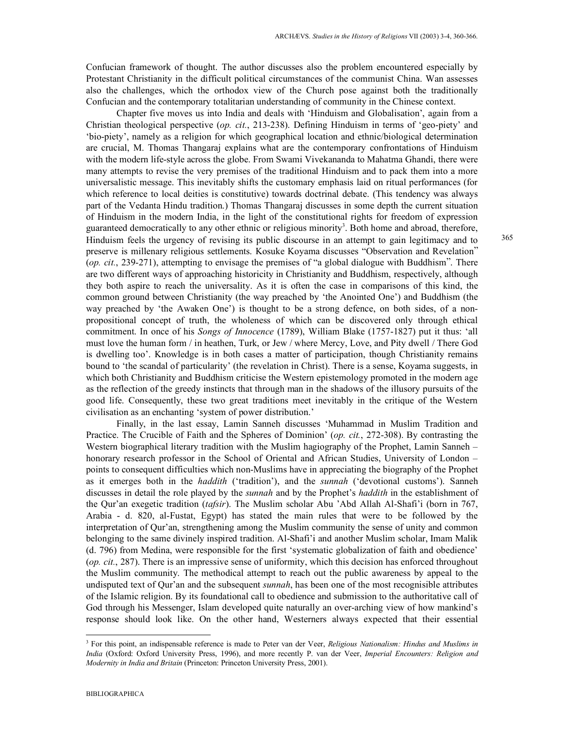Confucian framework of thought. The author discusses also the problem encountered especially by Protestant Christianity in the difficult political circumstances of the communist China. Wan assesses also the challenges, which the orthodox view of the Church pose against both the traditionally Confucian and the contemporary totalitarian understanding of community in the Chinese context.

Chapter five moves us into India and deals with 'Hinduism and Globalisation', again from a Christian theological perspective (*op. cit.*, 213-238). Defining Hinduism in terms of 'geo-piety' and 'bio-piety', namely as a religion for which geographical location and ethnic/biological determination are crucial, M. Thomas Thangaraj explains what are the contemporary confrontations of Hinduism with the modern life-style across the globe. From Swami Vivekananda to Mahatma Ghandi, there were many attempts to revise the very premises of the traditional Hinduism and to pack them into a more universalistic message. This inevitably shifts the customary emphasis laid on ritual performances (for which reference to local deities is constitutive) towards doctrinal debate. (This tendency was always part of the Vedanta Hindu tradition.) Thomas Thangaraj discusses in some depth the current situation of Hinduism in the modern India, in the light of the constitutional rights for freedom of expression guaranteed democratically to any other ethnic or religious minority[3]. Both home and abroad, therefore, Hinduism feels the urgency of revising its public discourse in an attempt to gain legitimacy and to preserve is millenary religious settlements. Kosuke Koyama discusses "Observation and Revelation" (*op. cit.*, 239-271), attempting to envisage the premises of "a global dialogue with Buddhism". There are two different ways of approaching historicity in Christianity and Buddhism, respectively, although they both aspire to reach the universality. As it is often the case in comparisons of this kind, the common ground between Christianity (the way preached by 'the Anointed One') and Buddhism (the way preached by 'the Awaken One') is thought to be a strong defence, on both sides, of a non-propositional concept of truth, the wholeness of which can be discovered only through ethical commitment. In once of his *Songs of Innocence* (1789), William Blake (1757-1827) put it thus: 'all must love the human form / in heathen, Turk, or Jew / where Mercy, Love, and Pity dwell / There God is dwelling too'. Knowledge is in both cases a matter of participation, though Christianity remains bound to 'the scandal of particularity' (the revelation in Christ). There is a sense, Koyama suggests, in which both Christianity and Buddhism criticise the Western epistemology promoted in the modern age as the reflection of the greedy instincts that through man in the shadows of the illusory pursuits of the good life. Consequently, these two great traditions meet inevitably in the critique of the Western civilisation as an enchanting 'system of power distribution.'

Finally, in the last essay, Lamin Sanneh discusses 'Muhammad in Muslim Tradition and Practice. The Crucible of Faith and the Spheres of Dominion' (*op. cit.*, 272-308). By contrasting the Western biographical literary tradition with the Muslim hagiography of the Prophet, Lamin Sanneh – honorary research professor in the School of Oriental and African Studies, University of London – points to consequent difficulties which non-Muslims have in appreciating the biography of the Prophet as it emerges both in the *haddith* ('tradition'), and the *sunnah* ('devotional customs'). Sanneh discusses in detail the role played by the *sunnah* and by the Prophet's *haddith* in the establishment of the Qur'an exegetic tradition (*tafsir*). The Muslim scholar Abu 'Abd Allah Al-Shafi'i (born in 767, Arabia - d. 820, al-Fustat, Egypt) has stated the main rules that were to be followed by the interpretation of Qur'an, strengthening among the Muslim community the sense of unity and common belonging to the same divinely inspired tradition. Al-Shafi'i and another Muslim scholar, Imam Malik (d. 796) from Medina, were responsible for the first 'systematic globalization of faith and obedience' (*op. cit.*, 287). There is an impressive sense of uniformity, which this decision has enforced throughout the Muslim community. The methodical attempt to reach out the public awareness by appeal to the undisputed text of Qur'an and the subsequent *sunnah*, has been one of the most recognisible attributes of the Islamic religion. By its foundational call to obedience and submission to the authoritative call of God through his Messenger, Islam developed quite naturally an over-arching view of how mankind's response should look like. On the other hand, Westerners always expected that their essential

---

[3] For this point, an indispensable reference is made to Peter van der Veer, *Religious Nationalism: Hindus and Muslims in India* (Oxford: Oxford University Press, 1996), and more recently P. van der Veer, *Imperial Encounters: Religion and Modernity in India and Britain* (Princeton: Princeton University Press, 2001).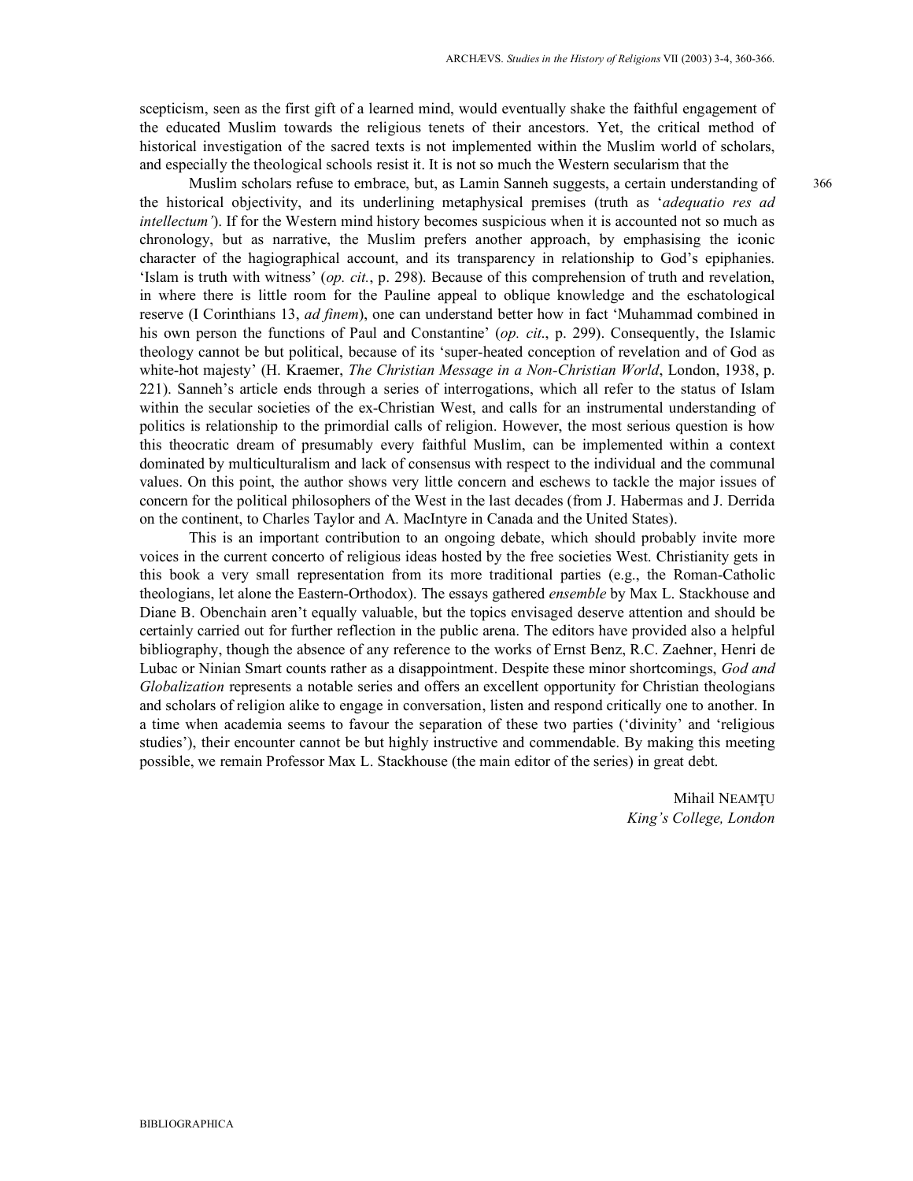scepticism, seen as the first gift of a learned mind, would eventually shake the faithful engagement of the educated Muslim towards the religious tenets of their ancestors. Yet, the critical method of historical investigation of the sacred texts is not implemented within the Muslim world of scholars, and especially the theological schools resist it. It is not so much the Western secularism that the Muslim scholars refuse to embrace, but, as Lamin Sanneh suggests, a certain understanding of the historical objectivity, and its underlining metaphysical premises (truth as '*adequatio res ad intellectum'*). If for the Western mind history becomes suspicious when it is accounted not so much as chronology, but as narrative, the Muslim prefers another approach, by emphasising the iconic character of the hagiographical account, and its transparency in relationship to God's epiphanies. 'Islam is truth with witness' (*op. cit.*, p. 298). Because of this comprehension of truth and revelation, in where there is little room for the Pauline appeal to oblique knowledge and the eschatological reserve (I Corinthians 13, *ad finem*), one can understand better how in fact 'Muhammad combined in his own person the functions of Paul and Constantine' (*op. cit*., p. 299). Consequently, the Islamic theology cannot be but political, because of its 'super-heated conception of revelation and of God as white-hot majesty' (H. Kraemer, *The Christian Message in a Non-Christian World*, London, 1938, p. 221). Sanneh's article ends through a series of interrogations, which all refer to the status of Islam within the secular societies of the ex-Christian West, and calls for an instrumental understanding of politics is relationship to the primordial calls of religion. However, the most serious question is how this theocratic dream of presumably every faithful Muslim, can be implemented within a context dominated by multiculturalism and lack of consensus with respect to the individual and the communal values. On this point, the author shows very little concern and eschews to tackle the major issues of concern for the political philosophers of the West in the last decades (from J. Habermas and J. Derrida on the continent, to Charles Taylor and A. MacIntyre in Canada and the United States).

This is an important contribution to an ongoing debate, which should probably invite more voices in the current concerto of religious ideas hosted by the free societies West. Christianity gets in this book a very small representation from its more traditional parties (e.g., the Roman-Catholic theologians, let alone the Eastern-Orthodox). The essays gathered *ensemble* by Max L. Stackhouse and Diane B. Obenchain aren't equally valuable, but the topics envisaged deserve attention and should be certainly carried out for further reflection in the public arena. The editors have provided also a helpful bibliography, though the absence of any reference to the works of Ernst Benz, R.C. Zaehner, Henri de Lubac or Ninian Smart counts rather as a disappointment. Despite these minor shortcomings, *God and Globalization* represents a notable series and offers an excellent opportunity for Christian theologians and scholars of religion alike to engage in conversation, listen and respond critically one to another. In a time when academia seems to favour the separation of these two parties ('divinity' and 'religious studies'), their encounter cannot be but highly instructive and commendable. By making this meeting possible, we remain Professor Max L. Stackhouse (the main editor of the series) in great debt.

Mihail NEAMȚU
*King's College, London*